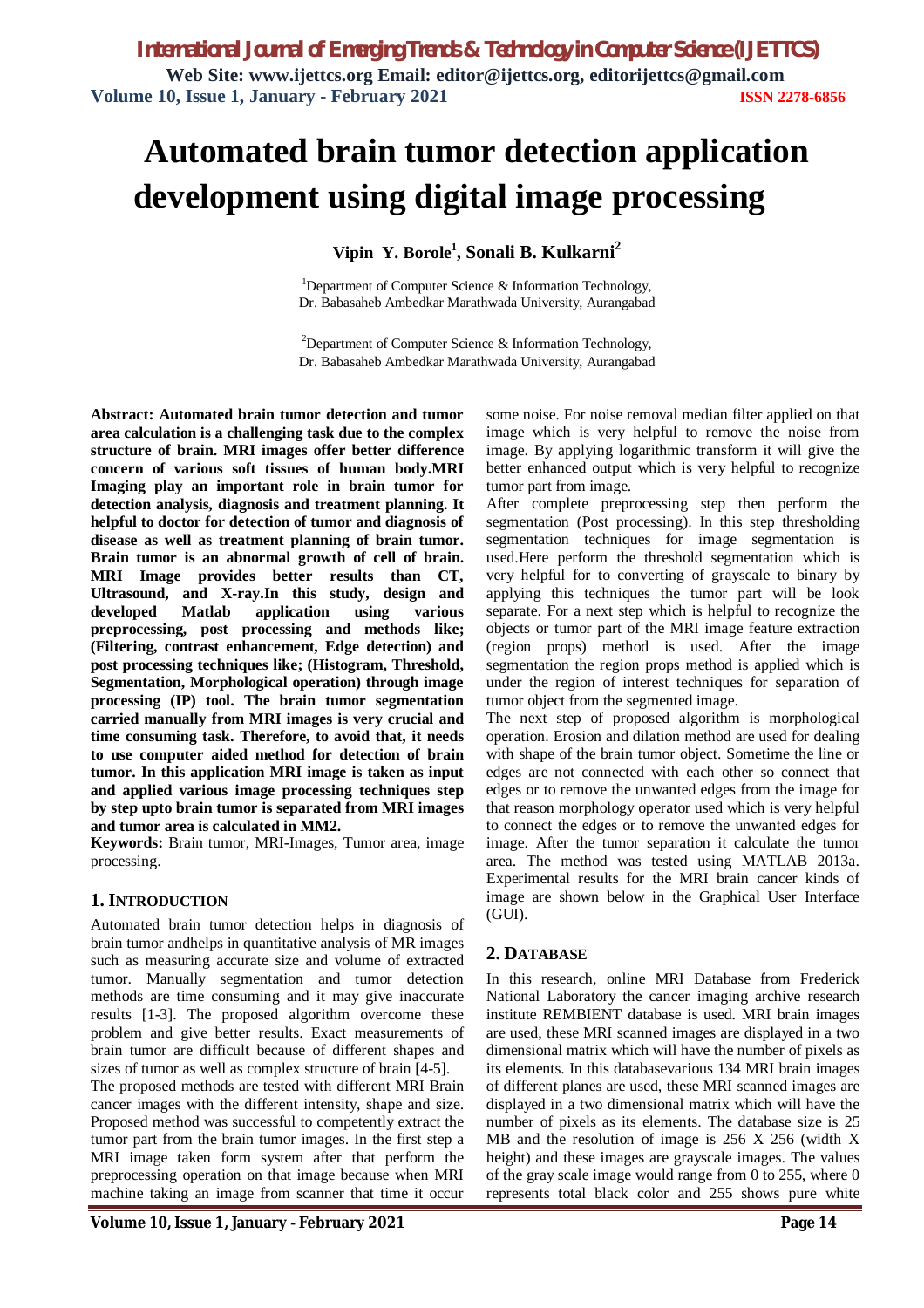# Automated brain tumor detection application development using digital image processing

**Vipin Y. Borole[1], Sonali B. Kulkarni[2]**

[1]Department of Computer Science & Information Technology,
Dr. Babasaheb Ambedkar Marathwada University, Aurangabad

[2]Department of Computer Science & Information Technology,
Dr. Babasaheb Ambedkar Marathwada University, Aurangabad

**Abstract: Automated brain tumor detection and tumor area calculation is a challenging task due to the complex structure of brain. MRI images offer better difference concern of various soft tissues of human body.MRI Imaging play an important role in brain tumor for detection analysis, diagnosis and treatment planning. It helpful to doctor for detection of tumor and diagnosis of disease as well as treatment planning of brain tumor. Brain tumor is an abnormal growth of cell of brain. MRI Image provides better results than CT, Ultrasound, and X-ray.In this study, design and developed Matlab application using various preprocessing, post processing and methods like; (Filtering, contrast enhancement, Edge detection) and post processing techniques like; (Histogram, Threshold, Segmentation, Morphological operation) through image processing (IP) tool. The brain tumor segmentation carried manually from MRI images is very crucial and time consuming task. Therefore, to avoid that, it needs to use computer aided method for detection of brain tumor. In this application MRI image is taken as input and applied various image processing techniques step by step upto brain tumor is separated from MRI images and tumor area is calculated in MM2.**

**Keywords:** Brain tumor, MRI-Images, Tumor area, image processing.

## 1. INTRODUCTION

Automated brain tumor detection helps in diagnosis of brain tumor andhelps in quantitative analysis of MR images such as measuring accurate size and volume of extracted tumor. Manually segmentation and tumor detection methods are time consuming and it may give inaccurate results [1-3]. The proposed algorithm overcome these problem and give better results. Exact measurements of brain tumor are difficult because of different shapes and sizes of tumor as well as complex structure of brain [4-5].

The proposed methods are tested with different MRI Brain cancer images with the different intensity, shape and size. Proposed method was successful to competently extract the tumor part from the brain tumor images. In the first step a MRI image taken form system after that perform the preprocessing operation on that image because when MRI machine taking an image from scanner that time it occur some noise. For noise removal median filter applied on that image which is very helpful to remove the noise from image. By applying logarithmic transform it will give the better enhanced output which is very helpful to recognize tumor part from image.

After complete preprocessing step then perform the segmentation (Post processing). In this step thresholding segmentation techniques for image segmentation is used.Here perform the threshold segmentation which is very helpful for to converting of grayscale to binary by applying this techniques the tumor part will be look separate. For a next step which is helpful to recognize the objects or tumor part of the MRI image feature extraction (region props) method is used. After the image segmentation the region props method is applied which is under the region of interest techniques for separation of tumor object from the segmented image.

The next step of proposed algorithm is morphological operation. Erosion and dilation method are used for dealing with shape of the brain tumor object. Sometime the line or edges are not connected with each other so connect that edges or to remove the unwanted edges from the image for that reason morphology operator used which is very helpful to connect the edges or to remove the unwanted edges for image. After the tumor separation it calculate the tumor area. The method was tested using MATLAB 2013a. Experimental results for the MRI brain cancer kinds of image are shown below in the Graphical User Interface (GUI).

## 2. DATABASE

In this research, online MRI Database from Frederick National Laboratory the cancer imaging archive research institute REMBIENT database is used. MRI brain images are used, these MRI scanned images are displayed in a two dimensional matrix which will have the number of pixels as its elements. In this databasevarious 134 MRI brain images of different planes are used, these MRI scanned images are displayed in a two dimensional matrix which will have the number of pixels as its elements. The database size is 25 MB and the resolution of image is 256 X 256 (width X height) and these images are grayscale images. The values of the gray scale image would range from 0 to 255, where 0 represents total black color and 255 shows pure white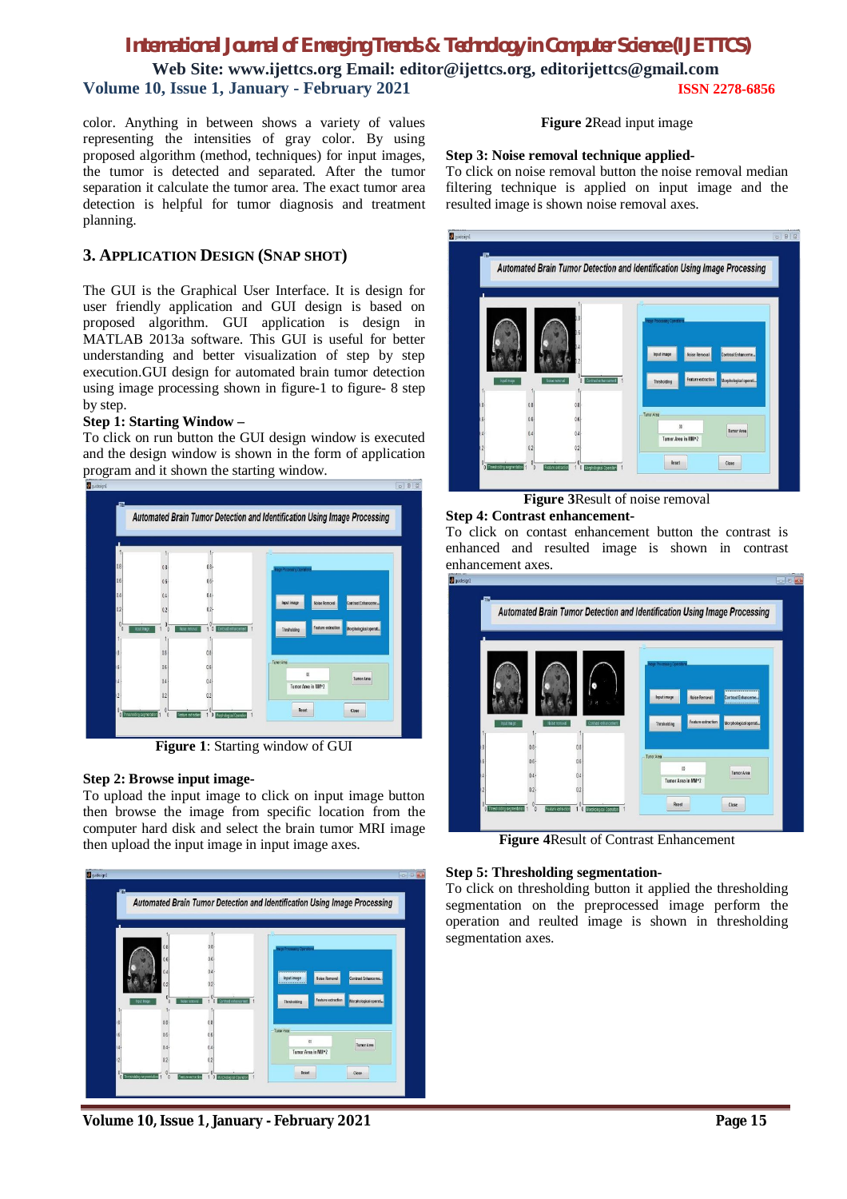color. Anything in between shows a variety of values representing the intensities of gray color. By using proposed algorithm (method, techniques) for input images, the tumor is detected and separated. After the tumor separation it calculate the tumor area. The exact tumor area detection is helpful for tumor diagnosis and treatment planning.

## 3. APPLICATION DESIGN (SNAP SHOT)

The GUI is the Graphical User Interface. It is design for user friendly application and GUI design is based on proposed algorithm. GUI application is design in MATLAB 2013a software. This GUI is useful for better understanding and better visualization of step by step execution.GUI design for automated brain tumor detection using image processing shown in figure-1 to figure- 8 step by step.

**Step 1: Starting Window –**
To click on run button the GUI design window is executed and the design window is shown in the form of application program and it shown the starting window.

**Figure 1**: Starting window of GUI

**Step 2: Browse input image-**
To upload the input image to click on input image button then browse the image from specific location from the computer hard disk and select the brain tumor MRI image then upload the input image in input image axes.

**Figure 2**Read input image

**Step 3: Noise removal technique applied-**
To click on noise removal button the noise removal median filtering technique is applied on input image and the resulted image is shown noise removal axes.

**Figure 3**Result of noise removal

**Step 4: Contrast enhancement-**
To click on contast enhancement button the contrast is enhanced and resulted image is shown in contrast enhancement axes.

**Figure 4**Result of Contrast Enhancement

**Step 5: Thresholding segmentation-**
To click on thresholding button it applied the thresholding segmentation on the preprocessed image perform the operation and reulted image is shown in thresholding segmentation axes.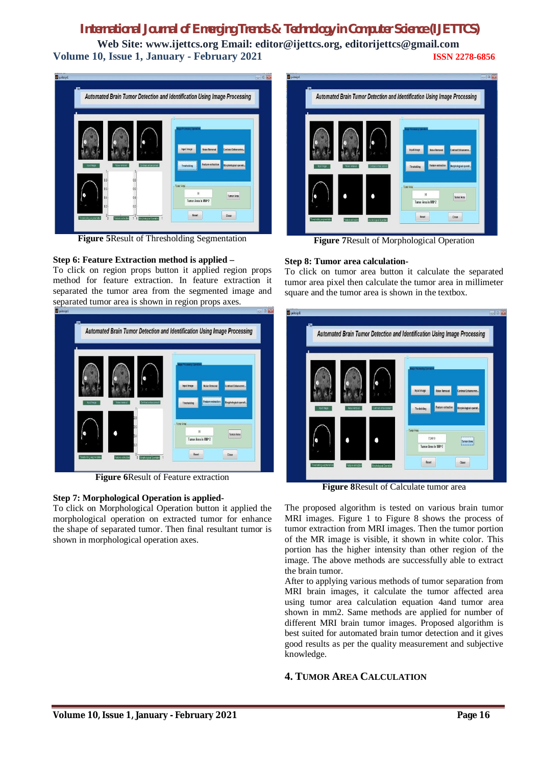**Figure 5**Result of Thresholding Segmentation

**Step 6: Feature Extraction method is applied –**

To click on region props button it applied region props method for feature extraction. In feature extraction it separated the tumor area from the segmented image and separated tumor area is shown in region props axes.

**Figure 6**Result of Feature extraction

**Step 7: Morphological Operation is applied-**

To click on Morphological Operation button it applied the morphological operation on extracted tumor for enhance the shape of separated tumor. Then final resultant tumor is shown in morphological operation axes.

**Figure 7**Result of Morphological Operation

**Step 8: Tumor area calculation-**

To click on tumor area button it calculate the separated tumor area pixel then calculate the tumor area in millimeter square and the tumor area is shown in the textbox.

**Figure 8**Result of Calculate tumor area

The proposed algorithm is tested on various brain tumor MRI images. Figure 1 to Figure 8 shows the process of tumor extraction from MRI images. Then the tumor portion of the MR image is visible, it shown in white color. This portion has the higher intensity than other region of the image. The above methods are successfully able to extract the brain tumor.

After to applying various methods of tumor separation from MRI brain images, it calculate the tumor affected area using tumor area calculation equation 4and tumor area shown in mm2. Same methods are applied for number of different MRI brain tumor images. Proposed algorithm is best suited for automated brain tumor detection and it gives good results as per the quality measurement and subjective knowledge.

## 4. Tumor Area Calculation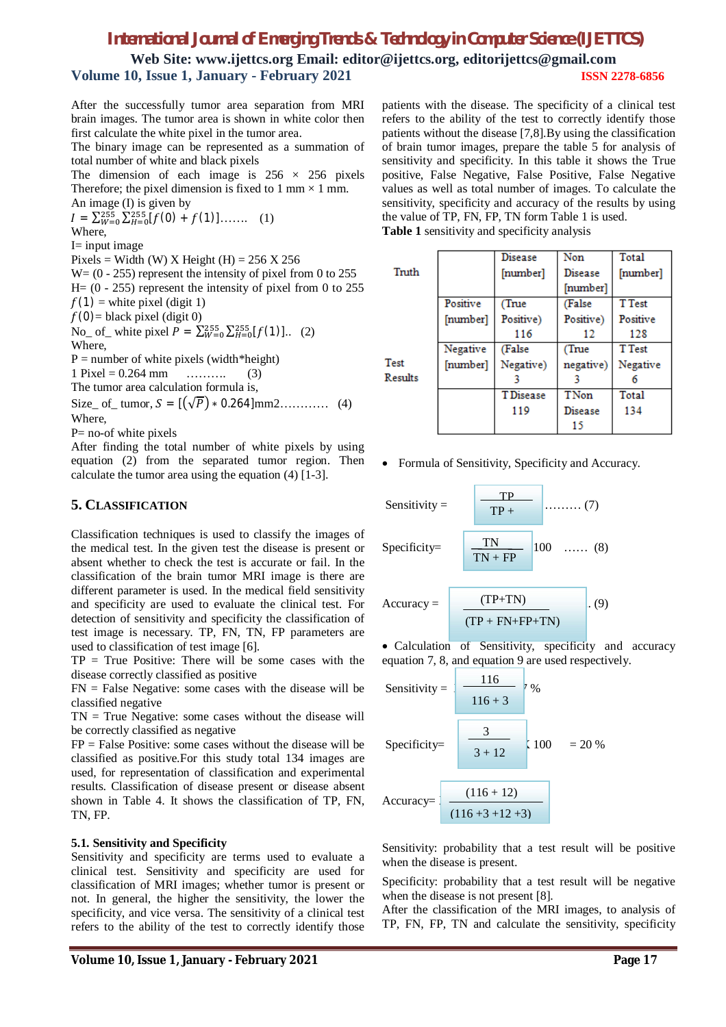After the successfully tumor area separation from MRI brain images. The tumor area is shown in white color then first calculate the white pixel in the tumor area.

The binary image can be represented as a summation of total number of white and black pixels

The dimension of each image is 256 × 256 pixels Therefore; the pixel dimension is fixed to 1 mm × 1 mm.

An image (I) is given by

$I = \sum_{W=0}^{255}\sum_{H=0}^{255}[f(0) + f(1)]$....... (1)

Where,

I= input image

Pixels = Width (W) X Height (H) = 256 X 256

W= (0 - 255) represent the intensity of pixel from 0 to 255

H= (0 - 255) represent the intensity of pixel from 0 to 255

$f(1)$ = white pixel (digit 1)

$f(0)$= black pixel (digit 0)

No_ of_ white pixel $P = \sum_{W=0}^{255}\sum_{H=0}^{255}[f(1)]$.. (2)

Where,

P = number of white pixels (width*height)

1 Pixel = 0.264 mm .......... (3)

The tumor area calculation formula is,

Size_ of_ tumor, $S = [(\sqrt{P}) * 0.264]$mm2............ (4)

Where,

P= no-of white pixels

After finding the total number of white pixels by using equation (2) from the separated tumor region. Then calculate the tumor area using the equation (4) [1-3].

## 5. CLASSIFICATION

Classification techniques is used to classify the images of the medical test. In the given test the disease is present or absent whether to check the test is accurate or fail. In the classification of the brain tumor MRI image is there are different parameter is used. In the medical field sensitivity and specificity are used to evaluate the clinical test. For detection of sensitivity and specificity the classification of test image is necessary. TP, FN, TN, FP parameters are used to classification of test image [6].

TP = True Positive: There will be some cases with the disease correctly classified as positive

FN = False Negative: some cases with the disease will be classified negative

TN = True Negative: some cases without the disease will be correctly classified as negative

FP = False Positive: some cases without the disease will be classified as positive.For this study total 134 images are used, for representation of classification and experimental results. Classification of disease present or disease absent shown in Table 4. It shows the classification of TP, FN, TN, FP.

### 5.1. Sensitivity and Specificity

Sensitivity and specificity are terms used to evaluate a clinical test. Sensitivity and specificity are used for classification of MRI images; whether tumor is present or not. In general, the higher the sensitivity, the lower the specificity, and vice versa. The sensitivity of a clinical test refers to the ability of the test to correctly identify those patients with the disease. The specificity of a clinical test refers to the ability of the test to correctly identify those patients without the disease [7,8].By using the classification of brain tumor images, prepare the table 5 for analysis of sensitivity and specificity. In this table it shows the True positive, False Negative, False Positive, False Negative values as well as total number of images. To calculate the sensitivity, specificity and accuracy of the results by using the value of TP, FN, FP, TN form Table 1 is used.

**Table 1** sensitivity and specificity analysis

| Truth | | Disease [number] | Non Disease [number] | Total [number] |
|---|---|---|---|---|
| Test Results | Positive [number] | (True Positive) 116 | (False Positive) 12 | T Test Positive 128 |
| | Negative [number] | (False Negative) 3 | (True negative) 3 | T Test Negative 6 |
| | | T Disease 119 | T Non Disease 15 | Total 134 |

- Formula of Sensitivity, Specificity and Accuracy.

Sensitivity = $\frac{TP}{TP + }$ ......... (7)

Specificity= $\frac{TN}{TN + FP}$ 100 ...... (8)

Accuracy = $\frac{(TP+TN)}{(TP + FN+FP+TN)}$. (9)

- Calculation of Sensitivity, specificity and accuracy equation 7, 8, and equation 9 are used respectively.

Sensitivity = $\frac{116}{116 + 3}$ 7 %

Specificity= $\frac{3}{3 + 12}$ 100 = 20 %

Accuracy= $\frac{(116 + 12)}{(116 + 3 + 12 + 3)}$

Sensitivity: probability that a test result will be positive when the disease is present.

Specificity: probability that a test result will be negative when the disease is not present [8].

After the classification of the MRI images, to analysis of TP, FN, FP, TN and calculate the sensitivity, specificity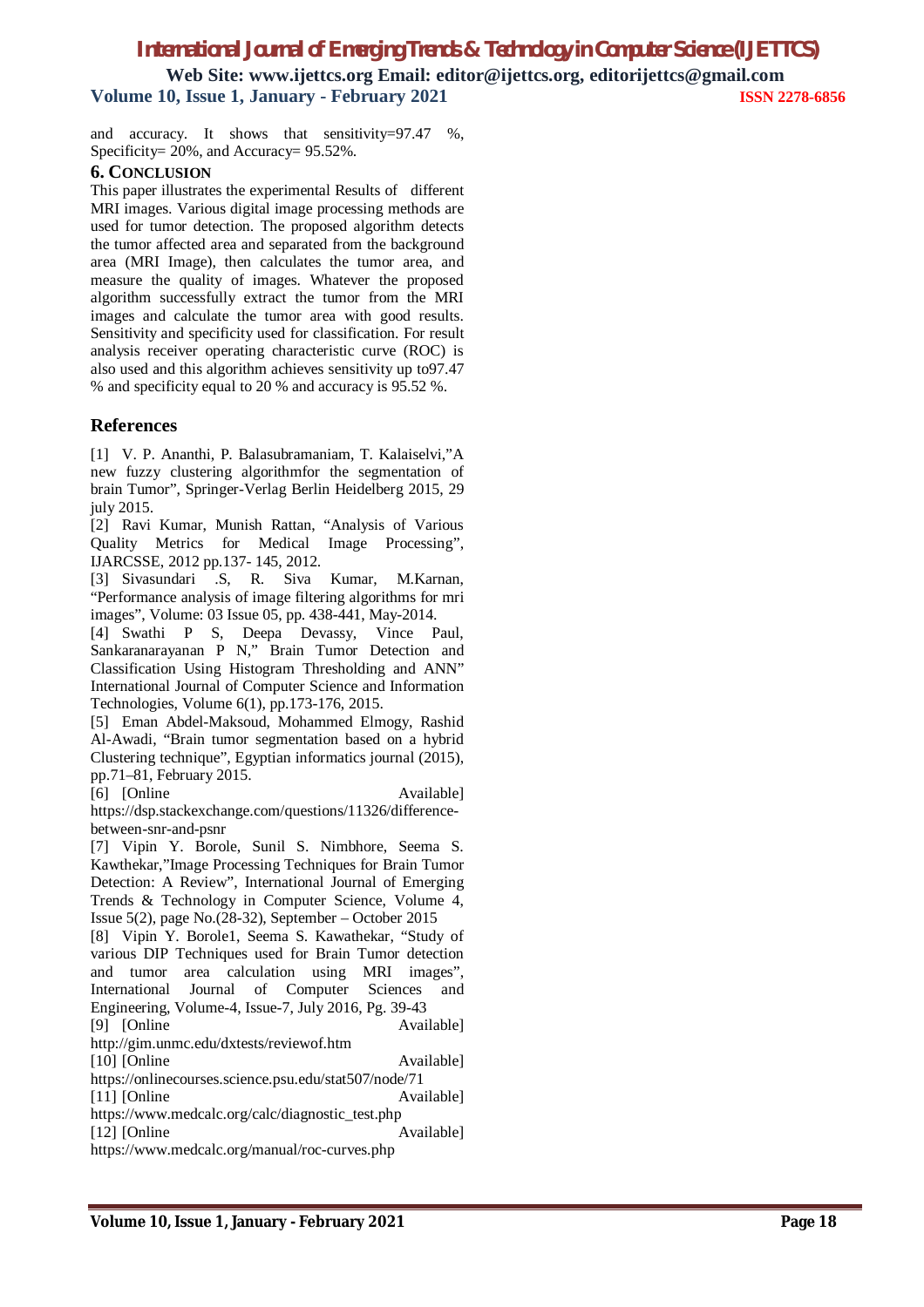and accuracy. It shows that sensitivity=97.47 %, Specificity= 20%, and Accuracy= 95.52%.

## 6. CONCLUSION

This paper illustrates the experimental Results of different MRI images. Various digital image processing methods are used for tumor detection. The proposed algorithm detects the tumor affected area and separated from the background area (MRI Image), then calculates the tumor area, and measure the quality of images. Whatever the proposed algorithm successfully extract the tumor from the MRI images and calculate the tumor area with good results. Sensitivity and specificity used for classification. For result analysis receiver operating characteristic curve (ROC) is also used and this algorithm achieves sensitivity up to97.47 % and specificity equal to 20 % and accuracy is 95.52 %.

## References

[1] V. P. Ananthi, P. Balasubramaniam, T. Kalaiselvi,"A new fuzzy clustering algorithmfor the segmentation of brain Tumor", Springer-Verlag Berlin Heidelberg 2015, 29 july 2015.

[2] Ravi Kumar, Munish Rattan, "Analysis of Various Quality Metrics for Medical Image Processing", IJARCSSE, 2012 pp.137- 145, 2012.

[3] Sivasundari .S, R. Siva Kumar, M.Karnan, "Performance analysis of image filtering algorithms for mri images", Volume: 03 Issue 05, pp. 438-441, May-2014.

[4] Swathi P S, Deepa Devassy, Vince Paul, Sankaranarayanan P N," Brain Tumor Detection and Classification Using Histogram Thresholding and ANN" International Journal of Computer Science and Information Technologies, Volume 6(1), pp.173-176, 2015.

[5] Eman Abdel-Maksoud, Mohammed Elmogy, Rashid Al-Awadi, "Brain tumor segmentation based on a hybrid Clustering technique", Egyptian informatics journal (2015), pp.71–81, February 2015.

[6] [Online Available] https://dsp.stackexchange.com/questions/11326/difference-between-snr-and-psnr

[7] Vipin Y. Borole, Sunil S. Nimbhore, Seema S. Kawthekar,"Image Processing Techniques for Brain Tumor Detection: A Review", International Journal of Emerging Trends & Technology in Computer Science, Volume 4, Issue 5(2), page No.(28-32), September – October 2015

[8] Vipin Y. Borole1, Seema S. Kawathekar, "Study of various DIP Techniques used for Brain Tumor detection and tumor area calculation using MRI images", International Journal of Computer Sciences and Engineering, Volume-4, Issue-7, July 2016, Pg. 39-43

[9] [Online Available] http://gim.unmc.edu/dxtests/reviewof.htm

[10] [Online Available] https://onlinecourses.science.psu.edu/stat507/node/71

[11] [Online Available] https://www.medcalc.org/calc/diagnostic_test.php

[12] [Online Available] https://www.medcalc.org/manual/roc-curves.php